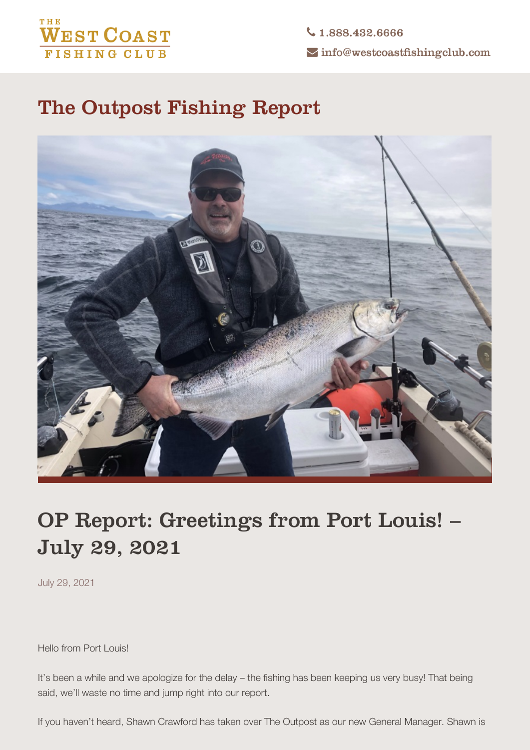THE WEST COAST FISHING CLUB

1.888.432.6666

info@westcoastfishingclub.com

# The Outpost Fishing Report

## OP Report: Greetings from Port Louis! – July 29, 2021

July 29, 2021

Hello from Port Louis!

It's been a while and we apologize for the delay – the fishing has been keeping us very busy! That being said, we'll waste no time and jump right into our report.

If you haven't heard, Shawn Crawford has taken over The Outpost as our new General Manager. Shawn is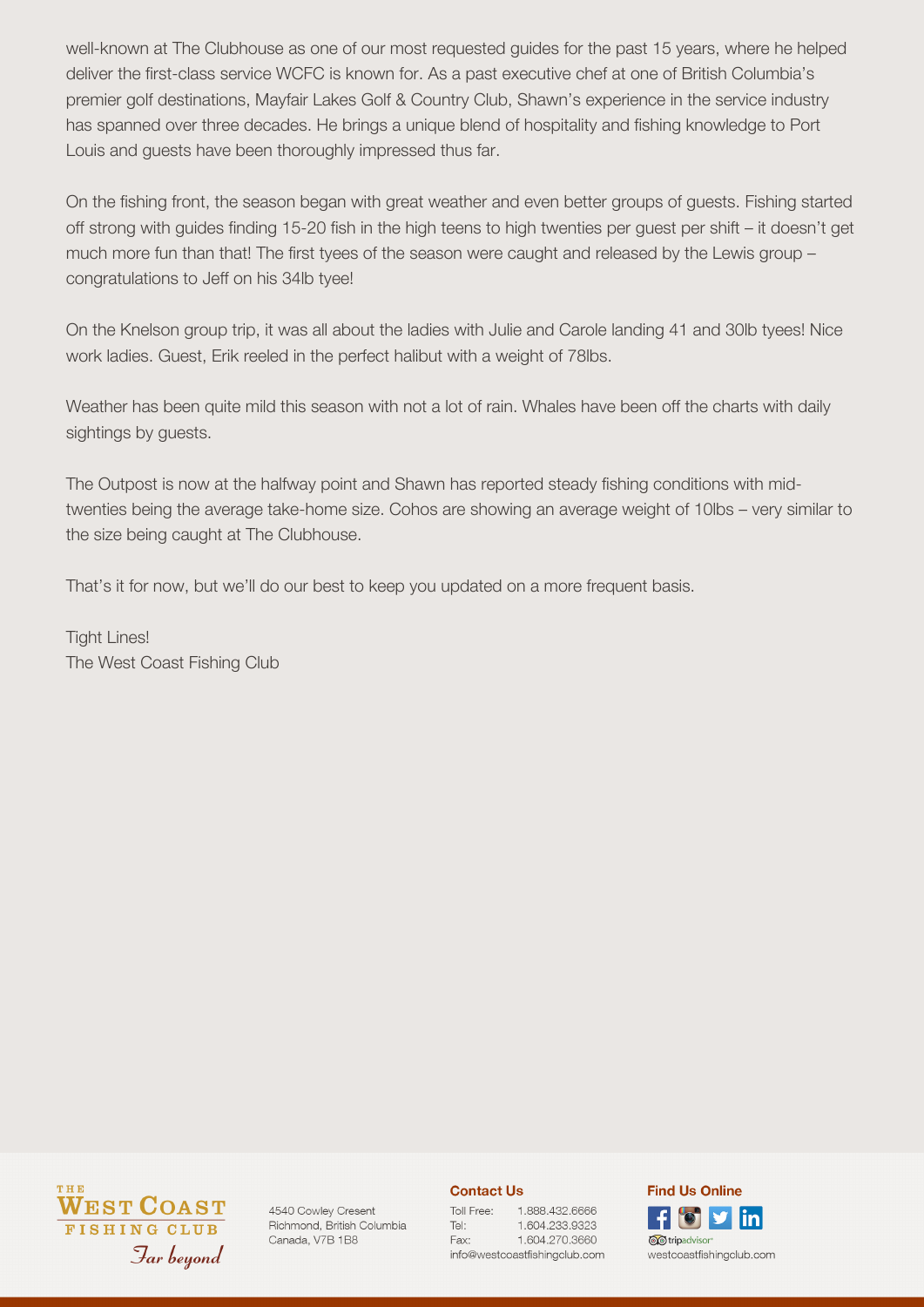well-known at The Clubhouse as one of our most requested guides for the past 15 years, where he helped deliver the first-class service WCFC is known for. As a past executive chef at one of British Columbia's premier golf destinations, Mayfair Lakes Golf & Country Club, Shawn's experience in the service industry has spanned over three decades. He brings a unique blend of hospitality and fishing knowledge to Port Louis and guests have been thoroughly impressed thus far.

On the fishing front, the season began with great weather and even better groups of guests. Fishing started off strong with guides finding 15-20 fish in the high teens to high twenties per guest per shift – it doesn't get much more fun than that! The first tyees of the season were caught and released by the Lewis group – congratulations to Jeff on his 34lb tyee!

On the Knelson group trip, it was all about the ladies with Julie and Carole landing 41 and 30lb tyees! Nice work ladies. Guest, Erik reeled in the perfect halibut with a weight of 78lbs.

Weather has been quite mild this season with not a lot of rain. Whales have been off the charts with daily sightings by guests.

The Outpost is now at the halfway point and Shawn has reported steady fishing conditions with mid-twenties being the average take-home size. Cohos are showing an average weight of 10lbs – very similar to the size being caught at The Clubhouse.

That's it for now, but we'll do our best to keep you updated on a more frequent basis.

Tight Lines!
The West Coast Fishing Club

THE WEST COAST FISHING CLUB
*Far beyond*

4540 Cowley Cresent
Richmond, British Columbia
Canada, V7B 1B8

**Contact Us**

Toll Free: 1.888.432.6666
Tel: 1.604.233.9323
Fax: 1.604.270.3660
info@westcoastfishingclub.com

**Find Us Online**

tripadvisor
westcoastfishingclub.com